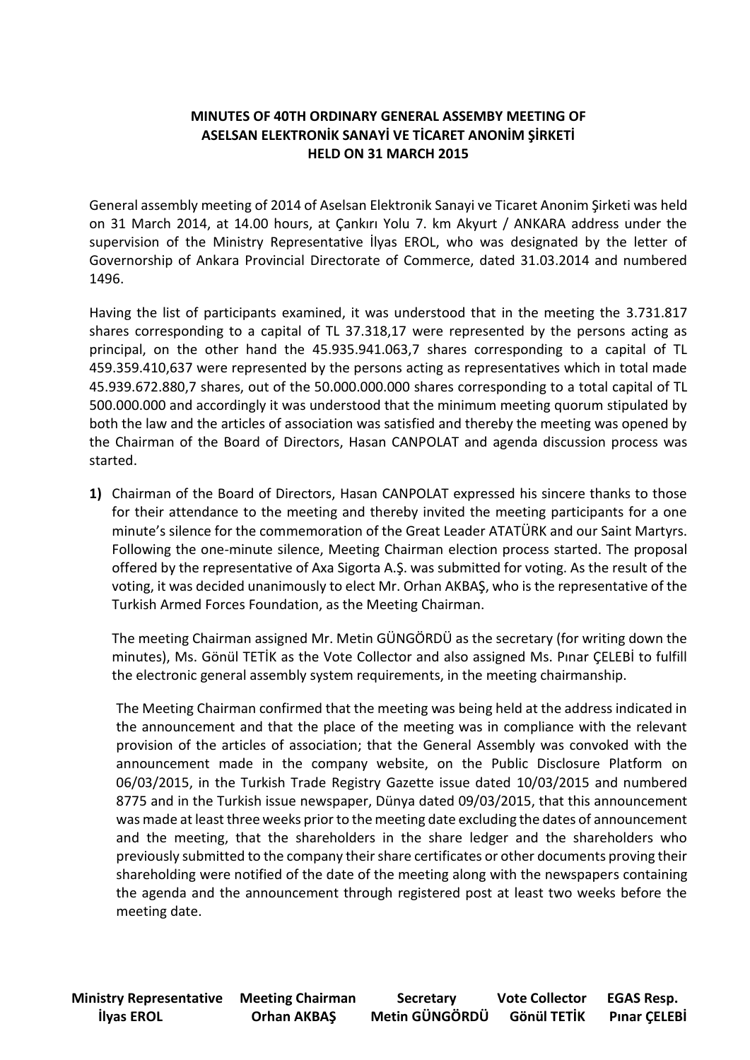**MINUTES OF 40TH ORDINARY GENERAL ASSEMBY MEETING OF ASELSAN ELEKTRONİK SANAYİ VE TİCARET ANONİM ŞİRKETİ HELD ON 31 MARCH 2015**

General assembly meeting of 2014 of Aselsan Elektronik Sanayi ve Ticaret Anonim Şirketi was held on 31 March 2014, at 14.00 hours, at Çankırı Yolu 7. km Akyurt / ANKARA address under the supervision of the Ministry Representative İlyas EROL, who was designated by the letter of Governorship of Ankara Provincial Directorate of Commerce, dated 31.03.2014 and numbered 1496.

Having the list of participants examined, it was understood that in the meeting the 3.731.817 shares corresponding to a capital of TL 37.318,17 were represented by the persons acting as principal, on the other hand the 45.935.941.063,7 shares corresponding to a capital of TL 459.359.410,637 were represented by the persons acting as representatives which in total made 45.939.672.880,7 shares, out of the 50.000.000.000 shares corresponding to a total capital of TL 500.000.000 and accordingly it was understood that the minimum meeting quorum stipulated by both the law and the articles of association was satisfied and thereby the meeting was opened by the Chairman of the Board of Directors, Hasan CANPOLAT and agenda discussion process was started.

**1)** Chairman of the Board of Directors, Hasan CANPOLAT expressed his sincere thanks to those for their attendance to the meeting and thereby invited the meeting participants for a one minute's silence for the commemoration of the Great Leader ATATÜRK and our Saint Martyrs. Following the one-minute silence, Meeting Chairman election process started. The proposal offered by the representative of Axa Sigorta A.Ş. was submitted for voting. As the result of the voting, it was decided unanimously to elect Mr. Orhan AKBAŞ, who is the representative of the Turkish Armed Forces Foundation, as the Meeting Chairman.

The meeting Chairman assigned Mr. Metin GÜNGÖRDÜ as the secretary (for writing down the minutes), Ms. Gönül TETİK as the Vote Collector and also assigned Ms. Pınar ÇELEBİ to fulfill the electronic general assembly system requirements, in the meeting chairmanship.

The Meeting Chairman confirmed that the meeting was being held at the address indicated in the announcement and that the place of the meeting was in compliance with the relevant provision of the articles of association; that the General Assembly was convoked with the announcement made in the company website, on the Public Disclosure Platform on 06/03/2015, in the Turkish Trade Registry Gazette issue dated 10/03/2015 and numbered 8775 and in the Turkish issue newspaper, Dünya dated 09/03/2015, that this announcement was made at least three weeks prior to the meeting date excluding the dates of announcement and the meeting, that the shareholders in the share ledger and the shareholders who previously submitted to the company their share certificates or other documents proving their shareholding were notified of the date of the meeting along with the newspapers containing the agenda and the announcement through registered post at least two weeks before the meeting date.

| Ministry Representative | Meeting Chairman | Secretary | Vote Collector | EGAS Resp. |
|---|---|---|---|---|
| İlyas EROL | Orhan AKBAŞ | Metin GÜNGÖRDÜ | Gönül TETİK | Pınar ÇELEBİ |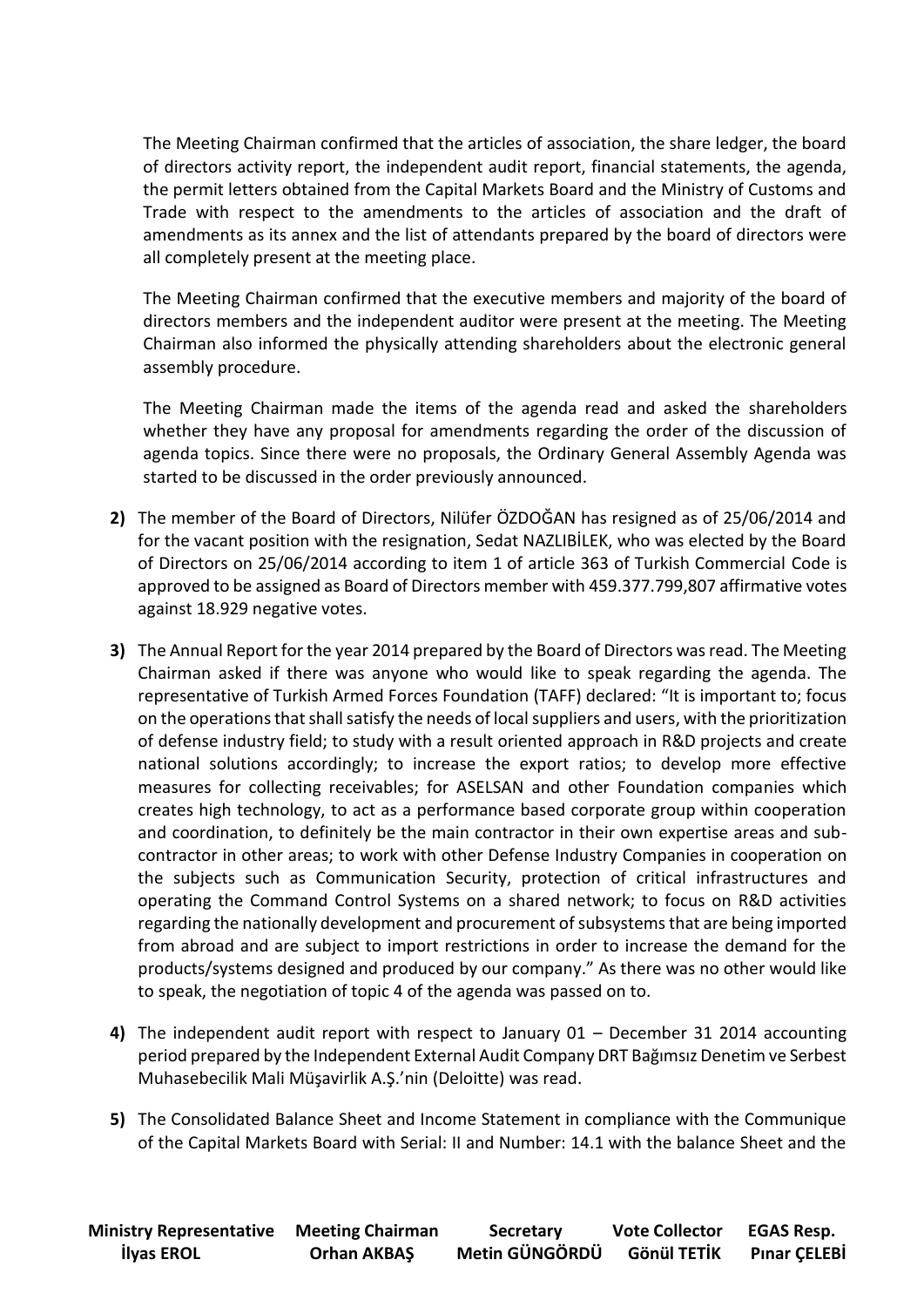The Meeting Chairman confirmed that the articles of association, the share ledger, the board of directors activity report, the independent audit report, financial statements, the agenda, the permit letters obtained from the Capital Markets Board and the Ministry of Customs and Trade with respect to the amendments to the articles of association and the draft of amendments as its annex and the list of attendants prepared by the board of directors were all completely present at the meeting place.

The Meeting Chairman confirmed that the executive members and majority of the board of directors members and the independent auditor were present at the meeting. The Meeting Chairman also informed the physically attending shareholders about the electronic general assembly procedure.

The Meeting Chairman made the items of the agenda read and asked the shareholders whether they have any proposal for amendments regarding the order of the discussion of agenda topics. Since there were no proposals, the Ordinary General Assembly Agenda was started to be discussed in the order previously announced.

**2)** The member of the Board of Directors, Nilüfer ÖZDOĞAN has resigned as of 25/06/2014 and for the vacant position with the resignation, Sedat NAZLIBİLEK, who was elected by the Board of Directors on 25/06/2014 according to item 1 of article 363 of Turkish Commercial Code is approved to be assigned as Board of Directors member with 459.377.799,807 affirmative votes against 18.929 negative votes.

**3)** The Annual Report for the year 2014 prepared by the Board of Directors was read. The Meeting Chairman asked if there was anyone who would like to speak regarding the agenda. The representative of Turkish Armed Forces Foundation (TAFF) declared: "It is important to; focus on the operations that shall satisfy the needs of local suppliers and users, with the prioritization of defense industry field; to study with a result oriented approach in R&D projects and create national solutions accordingly; to increase the export ratios; to develop more effective measures for collecting receivables; for ASELSAN and other Foundation companies which creates high technology, to act as a performance based corporate group within cooperation and coordination, to definitely be the main contractor in their own expertise areas and sub-contractor in other areas; to work with other Defense Industry Companies in cooperation on the subjects such as Communication Security, protection of critical infrastructures and operating the Command Control Systems on a shared network; to focus on R&D activities regarding the nationally development and procurement of subsystems that are being imported from abroad and are subject to import restrictions in order to increase the demand for the products/systems designed and produced by our company." As there was no other would like to speak, the negotiation of topic 4 of the agenda was passed on to.

**4)** The independent audit report with respect to January 01 – December 31 2014 accounting period prepared by the Independent External Audit Company DRT Bağımsız Denetim ve Serbest Muhasebecilik Mali Müşavirlik A.Ş.'nin (Deloitte) was read.

**5)** The Consolidated Balance Sheet and Income Statement in compliance with the Communique of the Capital Markets Board with Serial: II and Number: 14.1 with the balance Sheet and the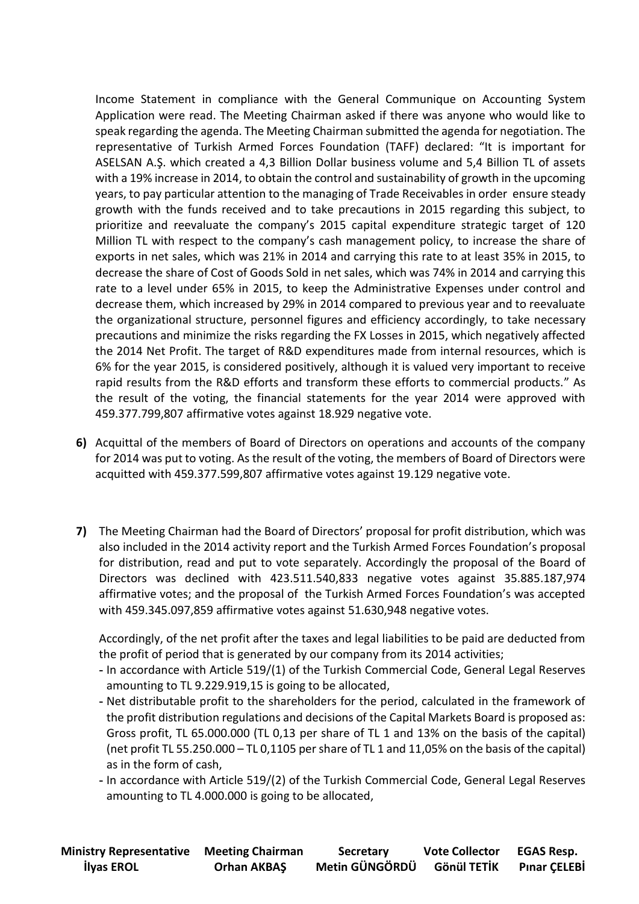Income Statement in compliance with the General Communique on Accounting System Application were read. The Meeting Chairman asked if there was anyone who would like to speak regarding the agenda. The Meeting Chairman submitted the agenda for negotiation. The representative of Turkish Armed Forces Foundation (TAFF) declared: "It is important for ASELSAN A.Ş. which created a 4,3 Billion Dollar business volume and 5,4 Billion TL of assets with a 19% increase in 2014, to obtain the control and sustainability of growth in the upcoming years, to pay particular attention to the managing of Trade Receivables in order ensure steady growth with the funds received and to take precautions in 2015 regarding this subject, to prioritize and reevaluate the company's 2015 capital expenditure strategic target of 120 Million TL with respect to the company's cash management policy, to increase the share of exports in net sales, which was 21% in 2014 and carrying this rate to at least 35% in 2015, to decrease the share of Cost of Goods Sold in net sales, which was 74% in 2014 and carrying this rate to a level under 65% in 2015, to keep the Administrative Expenses under control and decrease them, which increased by 29% in 2014 compared to previous year and to reevaluate the organizational structure, personnel figures and efficiency accordingly, to take necessary precautions and minimize the risks regarding the FX Losses in 2015, which negatively affected the 2014 Net Profit. The target of R&D expenditures made from internal resources, which is 6% for the year 2015, is considered positively, although it is valued very important to receive rapid results from the R&D efforts and transform these efforts to commercial products." As the result of the voting, the financial statements for the year 2014 were approved with 459.377.799,807 affirmative votes against 18.929 negative vote.

**6)** Acquittal of the members of Board of Directors on operations and accounts of the company for 2014 was put to voting. As the result of the voting, the members of Board of Directors were acquitted with 459.377.599,807 affirmative votes against 19.129 negative vote.

**7)** The Meeting Chairman had the Board of Directors' proposal for profit distribution, which was also included in the 2014 activity report and the Turkish Armed Forces Foundation's proposal for distribution, read and put to vote separately. Accordingly the proposal of the Board of Directors was declined with 423.511.540,833 negative votes against 35.885.187,974 affirmative votes; and the proposal of the Turkish Armed Forces Foundation's was accepted with 459.345.097,859 affirmative votes against 51.630,948 negative votes.

Accordingly, of the net profit after the taxes and legal liabilities to be paid are deducted from the profit of period that is generated by our company from its 2014 activities;

- In accordance with Article 519/(1) of the Turkish Commercial Code, General Legal Reserves amounting to TL 9.229.919,15 is going to be allocated,
- Net distributable profit to the shareholders for the period, calculated in the framework of the profit distribution regulations and decisions of the Capital Markets Board is proposed as: Gross profit, TL 65.000.000 (TL 0,13 per share of TL 1 and 13% on the basis of the capital) (net profit TL 55.250.000 – TL 0,1105 per share of TL 1 and 11,05% on the basis of the capital) as in the form of cash,
- In accordance with Article 519/(2) of the Turkish Commercial Code, General Legal Reserves amounting to TL 4.000.000 is going to be allocated,

| Ministry Representative | Meeting Chairman | Secretary | Vote Collector | EGAS Resp. |
|---|---|---|---|---|
| İlyas EROL | Orhan AKBAŞ | Metin GÜNGÖRDÜ | Gönül TETİK | Pınar ÇELEBİ |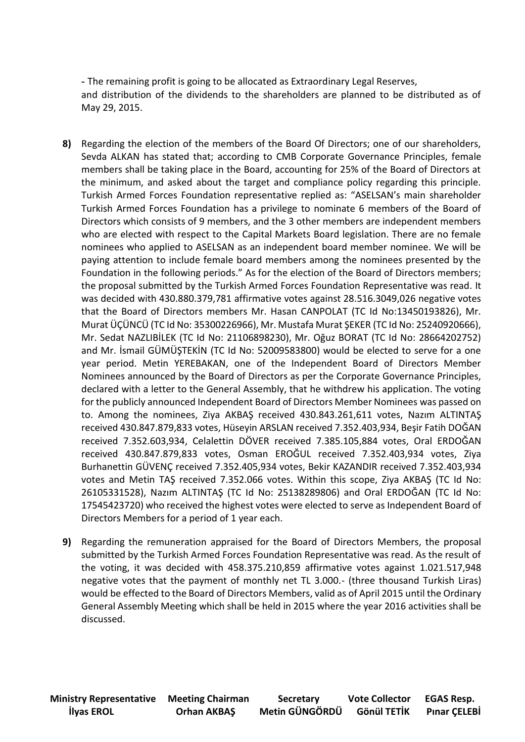- The remaining profit is going to be allocated as Extraordinary Legal Reserves, and distribution of the dividends to the shareholders are planned to be distributed as of May 29, 2015.

**8)** Regarding the election of the members of the Board Of Directors; one of our shareholders, Sevda ALKAN has stated that; according to CMB Corporate Governance Principles, female members shall be taking place in the Board, accounting for 25% of the Board of Directors at the minimum, and asked about the target and compliance policy regarding this principle. Turkish Armed Forces Foundation representative replied as: "ASELSAN's main shareholder Turkish Armed Forces Foundation has a privilege to nominate 6 members of the Board of Directors which consists of 9 members, and the 3 other members are independent members who are elected with respect to the Capital Markets Board legislation. There are no female nominees who applied to ASELSAN as an independent board member nominee. We will be paying attention to include female board members among the nominees presented by the Foundation in the following periods." As for the election of the Board of Directors members; the proposal submitted by the Turkish Armed Forces Foundation Representative was read. It was decided with 430.880.379,781 affirmative votes against 28.516.3049,026 negative votes that the Board of Directors members Mr. Hasan CANPOLAT (TC Id No:13450193826), Mr. Murat ÜÇÜNCÜ (TC Id No: 35300226966), Mr. Mustafa Murat ŞEKER (TC Id No: 25240920666), Mr. Sedat NAZLIBİLEK (TC Id No: 21106898230), Mr. Oğuz BORAT (TC Id No: 28664202752) and Mr. İsmail GÜMÜŞTEKİN (TC Id No: 52009583800) would be elected to serve for a one year period. Metin YEREBAKAN, one of the Independent Board of Directors Member Nominees announced by the Board of Directors as per the Corporate Governance Principles, declared with a letter to the General Assembly, that he withdrew his application. The voting for the publicly announced Independent Board of Directors Member Nominees was passed on to. Among the nominees, Ziya AKBAŞ received 430.843.261,611 votes, Nazım ALTINTAŞ received 430.847.879,833 votes, Hüseyin ARSLAN received 7.352.403,934, Beşir Fatih DOĞAN received 7.352.603,934, Celalettin DÖVER received 7.385.105,884 votes, Oral ERDOĞAN received 430.847.879,833 votes, Osman EROĞUL received 7.352.403,934 votes, Ziya Burhanettin GÜVENÇ received 7.352.405,934 votes, Bekir KAZANDIR received 7.352.403,934 votes and Metin TAŞ received 7.352.066 votes. Within this scope, Ziya AKBAŞ (TC Id No: 26105331528), Nazım ALTINTAŞ (TC Id No: 25138289806) and Oral ERDOĞAN (TC Id No: 17545423720) who received the highest votes were elected to serve as Independent Board of Directors Members for a period of 1 year each.

**9)** Regarding the remuneration appraised for the Board of Directors Members, the proposal submitted by the Turkish Armed Forces Foundation Representative was read. As the result of the voting, it was decided with 458.375.210,859 affirmative votes against 1.021.517,948 negative votes that the payment of monthly net TL 3.000.- (three thousand Turkish Liras) would be effected to the Board of Directors Members, valid as of April 2015 until the Ordinary General Assembly Meeting which shall be held in 2015 where the year 2016 activities shall be discussed.

| **Ministry Representative** | **Meeting Chairman** | **Secretary** | **Vote Collector** | **EGAS Resp.** |
|---|---|---|---|---|
| **İlyas EROL** | **Orhan AKBAŞ** | **Metin GÜNGÖRDÜ** | **Gönül TETİK** | **Pınar ÇELEBİ** |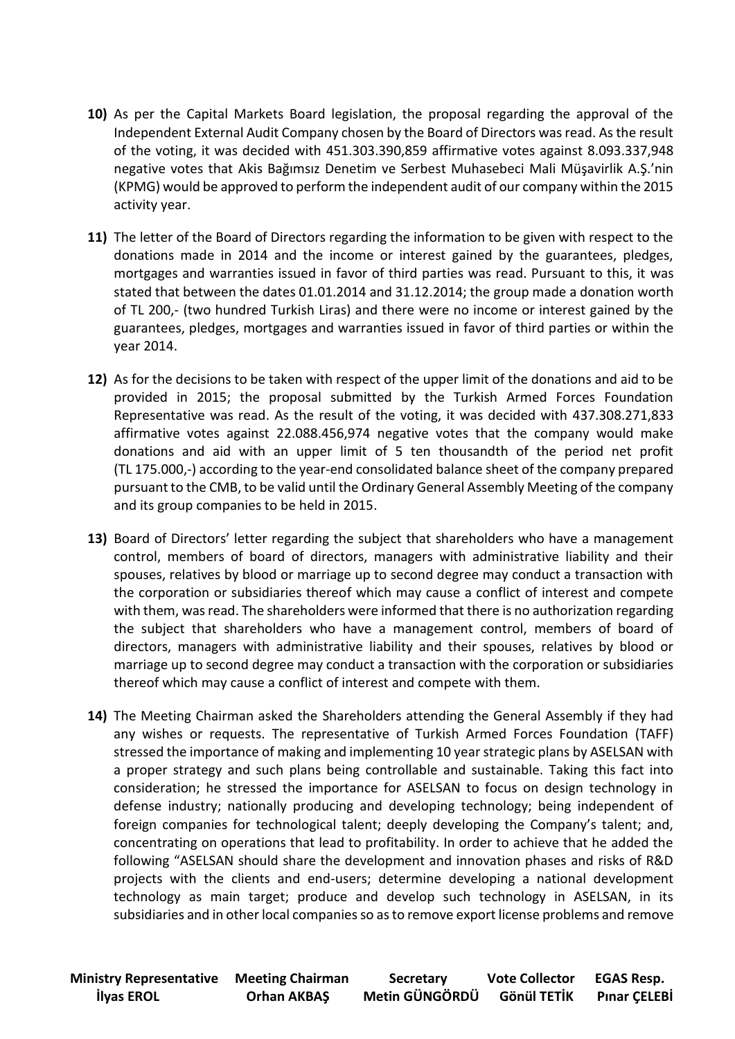**10)** As per the Capital Markets Board legislation, the proposal regarding the approval of the Independent External Audit Company chosen by the Board of Directors was read. As the result of the voting, it was decided with 451.303.390,859 affirmative votes against 8.093.337,948 negative votes that Akis Bağımsız Denetim ve Serbest Muhasebeci Mali Müşavirlik A.Ş.'nin (KPMG) would be approved to perform the independent audit of our company within the 2015 activity year.

**11)** The letter of the Board of Directors regarding the information to be given with respect to the donations made in 2014 and the income or interest gained by the guarantees, pledges, mortgages and warranties issued in favor of third parties was read. Pursuant to this, it was stated that between the dates 01.01.2014 and 31.12.2014; the group made a donation worth of TL 200,- (two hundred Turkish Liras) and there were no income or interest gained by the guarantees, pledges, mortgages and warranties issued in favor of third parties or within the year 2014.

**12)** As for the decisions to be taken with respect of the upper limit of the donations and aid to be provided in 2015; the proposal submitted by the Turkish Armed Forces Foundation Representative was read. As the result of the voting, it was decided with 437.308.271,833 affirmative votes against 22.088.456,974 negative votes that the company would make donations and aid with an upper limit of 5 ten thousandth of the period net profit (TL 175.000,-) according to the year-end consolidated balance sheet of the company prepared pursuant to the CMB, to be valid until the Ordinary General Assembly Meeting of the company and its group companies to be held in 2015.

**13)** Board of Directors' letter regarding the subject that shareholders who have a management control, members of board of directors, managers with administrative liability and their spouses, relatives by blood or marriage up to second degree may conduct a transaction with the corporation or subsidiaries thereof which may cause a conflict of interest and compete with them, was read. The shareholders were informed that there is no authorization regarding the subject that shareholders who have a management control, members of board of directors, managers with administrative liability and their spouses, relatives by blood or marriage up to second degree may conduct a transaction with the corporation or subsidiaries thereof which may cause a conflict of interest and compete with them.

**14)** The Meeting Chairman asked the Shareholders attending the General Assembly if they had any wishes or requests. The representative of Turkish Armed Forces Foundation (TAFF) stressed the importance of making and implementing 10 year strategic plans by ASELSAN with a proper strategy and such plans being controllable and sustainable. Taking this fact into consideration; he stressed the importance for ASELSAN to focus on design technology in defense industry; nationally producing and developing technology; being independent of foreign companies for technological talent; deeply developing the Company's talent; and, concentrating on operations that lead to profitability. In order to achieve that he added the following "ASELSAN should share the development and innovation phases and risks of R&D projects with the clients and end-users; determine developing a national development technology as main target; produce and develop such technology in ASELSAN, in its subsidiaries and in other local companies so as to remove export license problems and remove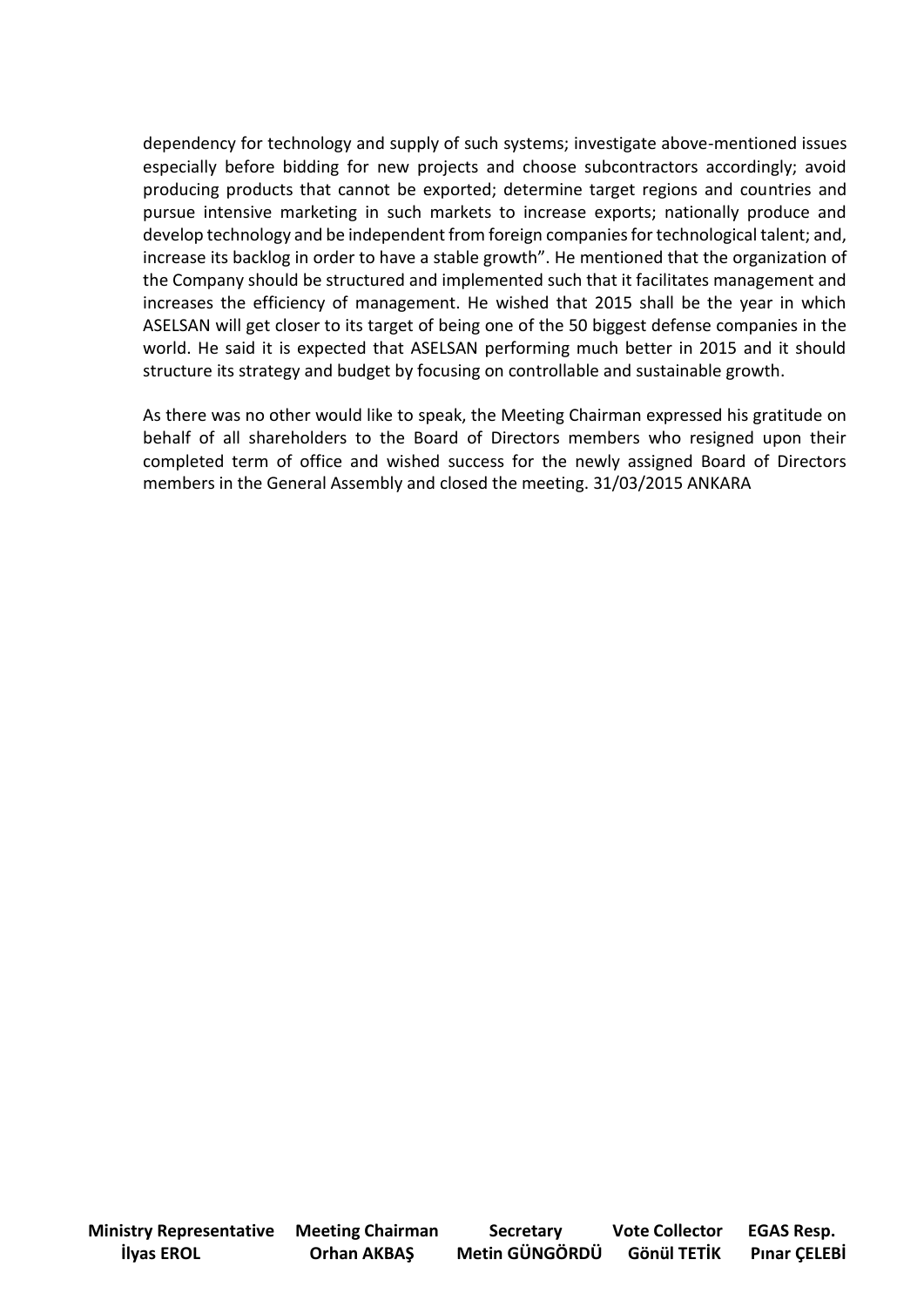dependency for technology and supply of such systems; investigate above-mentioned issues especially before bidding for new projects and choose subcontractors accordingly; avoid producing products that cannot be exported; determine target regions and countries and pursue intensive marketing in such markets to increase exports; nationally produce and develop technology and be independent from foreign companies for technological talent; and, increase its backlog in order to have a stable growth". He mentioned that the organization of the Company should be structured and implemented such that it facilitates management and increases the efficiency of management. He wished that 2015 shall be the year in which ASELSAN will get closer to its target of being one of the 50 biggest defense companies in the world. He said it is expected that ASELSAN performing much better in 2015 and it should structure its strategy and budget by focusing on controllable and sustainable growth.

As there was no other would like to speak, the Meeting Chairman expressed his gratitude on behalf of all shareholders to the Board of Directors members who resigned upon their completed term of office and wished success for the newly assigned Board of Directors members in the General Assembly and closed the meeting. 31/03/2015 ANKARA

| Ministry Representative | Meeting Chairman | Secretary | Vote Collector | EGAS Resp. |
|---|---|---|---|---|
| **İlyas EROL** | **Orhan AKBAŞ** | **Metin GÜNGÖRDÜ** | **Gönül TETİK** | **Pınar ÇELEBİ** |